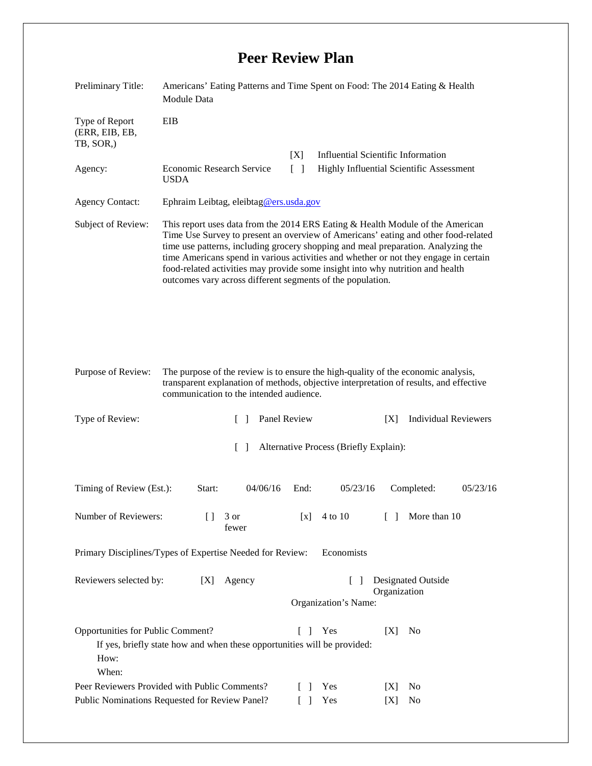# Peer Review Plan

Preliminary Title: Americans' Eating Patterns and Time Spent on Food: The 2014 Eating & Health Module Data

Type of Report (ERR, EIB, EB, TB, SOR,): EIB

Agency: Economic Research Service USDA

[X] Influential Scientific Information
[ ] Highly Influential Scientific Assessment

Agency Contact: Ephraim Leibtag, eleibtag@ers.usda.gov

Subject of Review: This report uses data from the 2014 ERS Eating & Health Module of the American Time Use Survey to present an overview of Americans' eating and other food-related time use patterns, including grocery shopping and meal preparation. Analyzing the time Americans spend in various activities and whether or not they engage in certain food-related activities may provide some insight into why nutrition and health outcomes vary across different segments of the population.

Purpose of Review: The purpose of the review is to ensure the high-quality of the economic analysis, transparent explanation of methods, objective interpretation of results, and effective communication to the intended audience.

Type of Review: [ ] Panel Review [X] Individual Reviewers

[ ] Alternative Process (Briefly Explain):

Timing of Review (Est.): Start: 04/06/16 End: 05/23/16 Completed: 05/23/16

Number of Reviewers: [] 3 or fewer [x] 4 to 10 [ ] More than 10

Primary Disciplines/Types of Expertise Needed for Review: Economists

Reviewers selected by: [X] Agency [ ] Designated Outside Organization

Organization's Name:

Opportunities for Public Comment? [ ] Yes [X] No

If yes, briefly state how and when these opportunities will be provided:

How:

When:

Peer Reviewers Provided with Public Comments? [ ] Yes [X] No

Public Nominations Requested for Review Panel? [ ] Yes [X] No